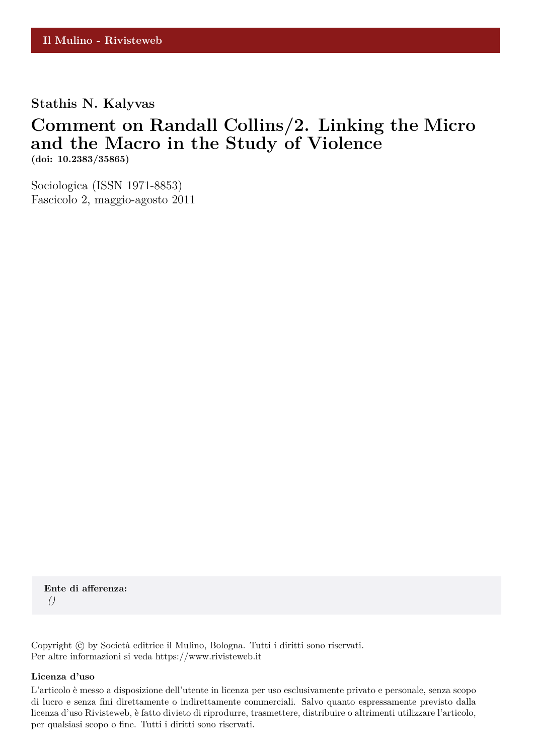Il Mulino - Rivisteweb

**Stathis N. Kalyvas**

# Comment on Randall Collins/2. Linking the Micro and the Macro in the Study of Violence

**(doi: 10.2383/35865)**

Sociologica (ISSN 1971-8853)
Fascicolo 2, maggio-agosto 2011

**Ente di afferenza:**
*()*

Copyright © by Società editrice il Mulino, Bologna. Tutti i diritti sono riservati.
Per altre informazioni si veda https://www.rivisteweb.it

**Licenza d'uso**

L'articolo è messo a disposizione dell'utente in licenza per uso esclusivamente privato e personale, senza scopo di lucro e senza fini direttamente o indirettamente commerciali. Salvo quanto espressamente previsto dalla licenza d'uso Rivisteweb, è fatto divieto di riprodurre, trasmettere, distribuire o altrimenti utilizzare l'articolo, per qualsiasi scopo o fine. Tutti i diritti sono riservati.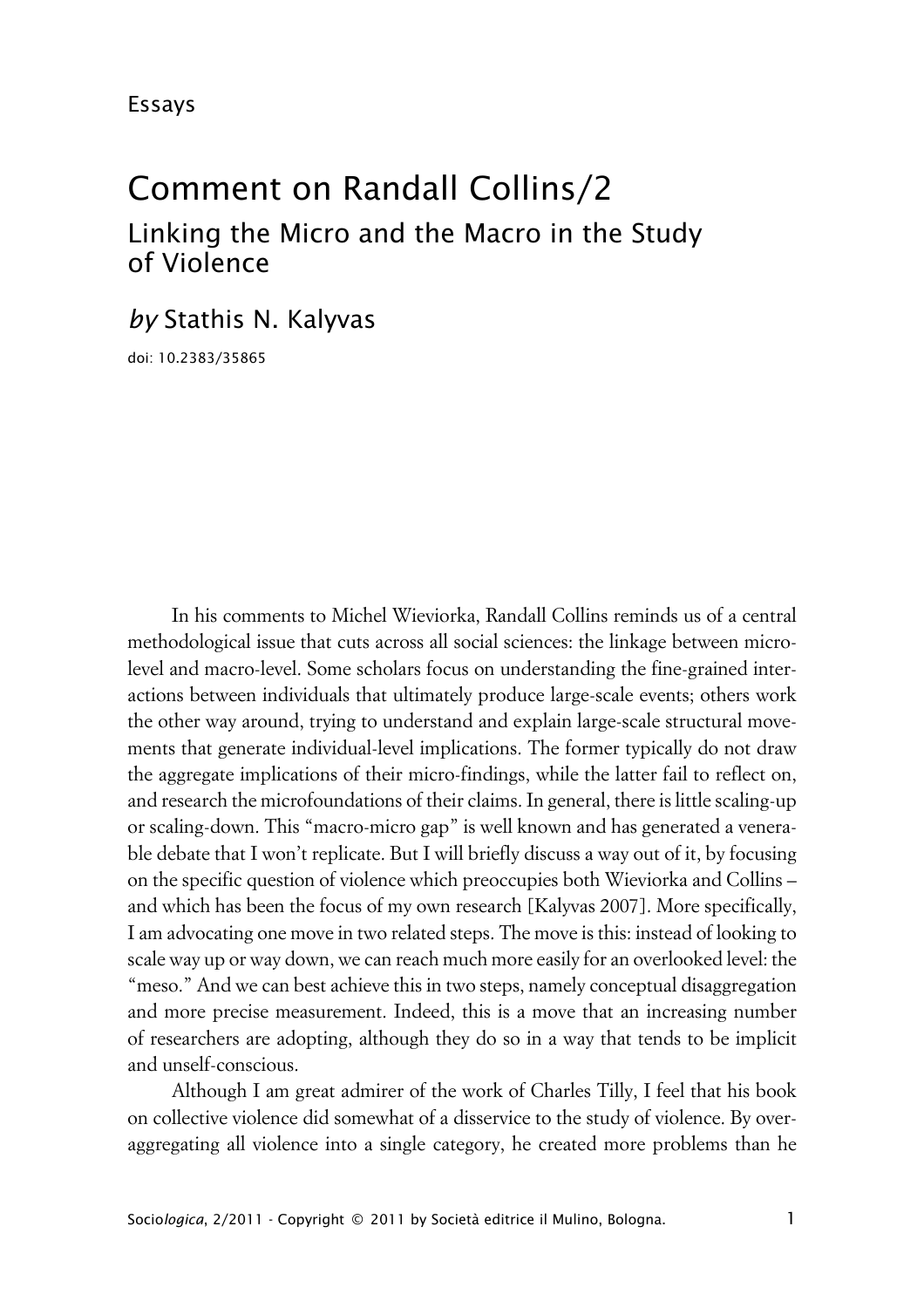Essays

# Comment on Randall Collins/2

## Linking the Micro and the Macro in the Study of Violence

*by* Stathis N. Kalyvas

doi: 10.2383/35865

In his comments to Michel Wieviorka, Randall Collins reminds us of a central methodological issue that cuts across all social sciences: the linkage between micro-level and macro-level. Some scholars focus on understanding the fine-grained interactions between individuals that ultimately produce large-scale events; others work the other way around, trying to understand and explain large-scale structural movements that generate individual-level implications. The former typically do not draw the aggregate implications of their micro-findings, while the latter fail to reflect on, and research the microfoundations of their claims. In general, there is little scaling-up or scaling-down. This "macro-micro gap" is well known and has generated a venerable debate that I won't replicate. But I will briefly discuss a way out of it, by focusing on the specific question of violence which preoccupies both Wieviorka and Collins – and which has been the focus of my own research [Kalyvas 2007]. More specifically, I am advocating one move in two related steps. The move is this: instead of looking to scale way up or way down, we can reach much more easily for an overlooked level: the "meso." And we can best achieve this in two steps, namely conceptual disaggregation and more precise measurement. Indeed, this is a move that an increasing number of researchers are adopting, although they do so in a way that tends to be implicit and unself-conscious.

Although I am great admirer of the work of Charles Tilly, I feel that his book on collective violence did somewhat of a disservice to the study of violence. By over-aggregating all violence into a single category, he created more problems than he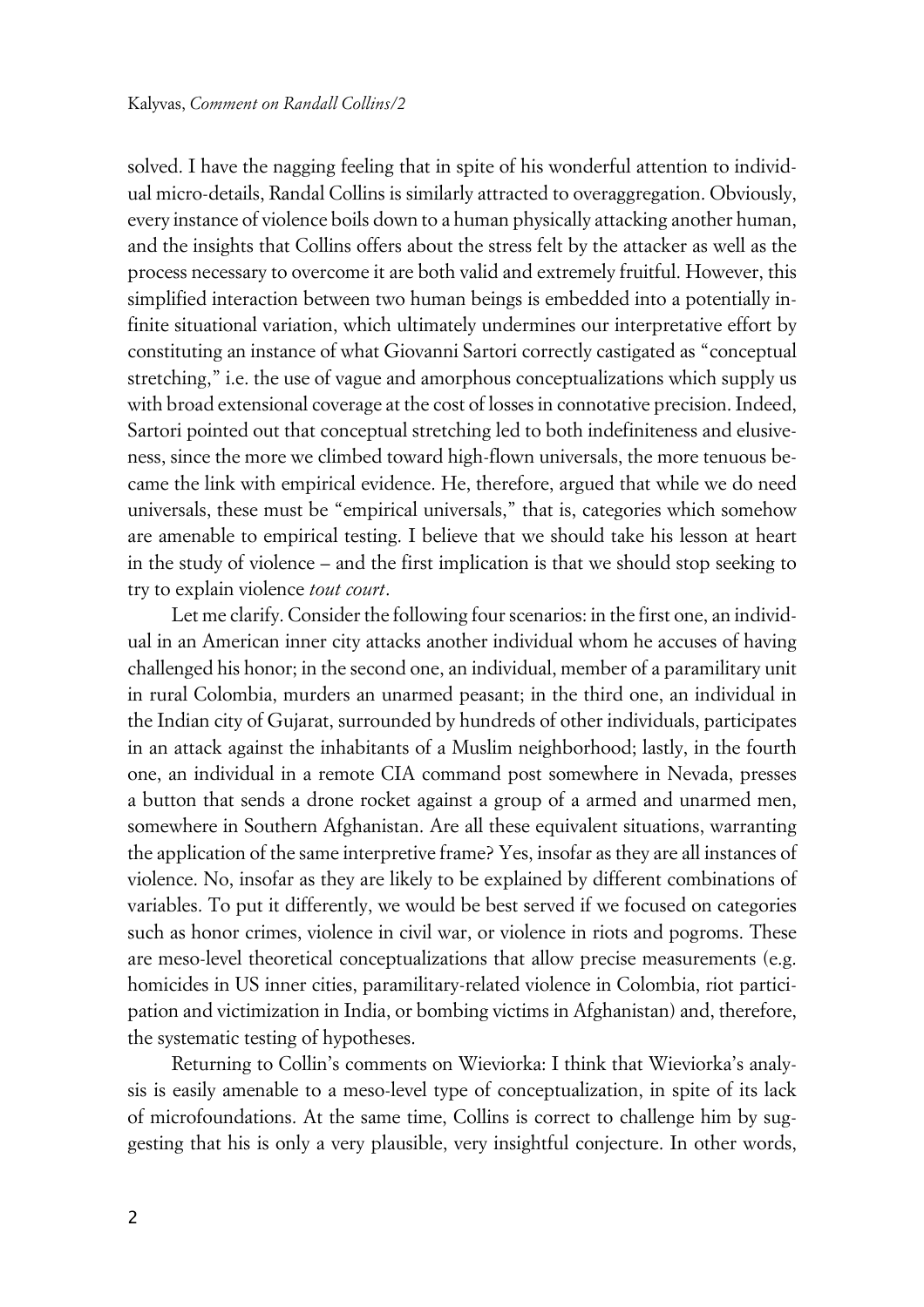solved. I have the nagging feeling that in spite of his wonderful attention to individual micro-details, Randal Collins is similarly attracted to overaggregation. Obviously, every instance of violence boils down to a human physically attacking another human, and the insights that Collins offers about the stress felt by the attacker as well as the process necessary to overcome it are both valid and extremely fruitful. However, this simplified interaction between two human beings is embedded into a potentially infinite situational variation, which ultimately undermines our interpretative effort by constituting an instance of what Giovanni Sartori correctly castigated as "conceptual stretching," i.e. the use of vague and amorphous conceptualizations which supply us with broad extensional coverage at the cost of losses in connotative precision. Indeed, Sartori pointed out that conceptual stretching led to both indefiniteness and elusiveness, since the more we climbed toward high-flown universals, the more tenuous became the link with empirical evidence. He, therefore, argued that while we do need universals, these must be "empirical universals," that is, categories which somehow are amenable to empirical testing. I believe that we should take his lesson at heart in the study of violence – and the first implication is that we should stop seeking to try to explain violence *tout court*.

Let me clarify. Consider the following four scenarios: in the first one, an individual in an American inner city attacks another individual whom he accuses of having challenged his honor; in the second one, an individual, member of a paramilitary unit in rural Colombia, murders an unarmed peasant; in the third one, an individual in the Indian city of Gujarat, surrounded by hundreds of other individuals, participates in an attack against the inhabitants of a Muslim neighborhood; lastly, in the fourth one, an individual in a remote CIA command post somewhere in Nevada, presses a button that sends a drone rocket against a group of a armed and unarmed men, somewhere in Southern Afghanistan. Are all these equivalent situations, warranting the application of the same interpretive frame? Yes, insofar as they are all instances of violence. No, insofar as they are likely to be explained by different combinations of variables. To put it differently, we would be best served if we focused on categories such as honor crimes, violence in civil war, or violence in riots and pogroms. These are meso-level theoretical conceptualizations that allow precise measurements (e.g. homicides in US inner cities, paramilitary-related violence in Colombia, riot participation and victimization in India, or bombing victims in Afghanistan) and, therefore, the systematic testing of hypotheses.

Returning to Collin's comments on Wieviorka: I think that Wieviorka's analysis is easily amenable to a meso-level type of conceptualization, in spite of its lack of microfoundations. At the same time, Collins is correct to challenge him by suggesting that his is only a very plausible, very insightful conjecture. In other words,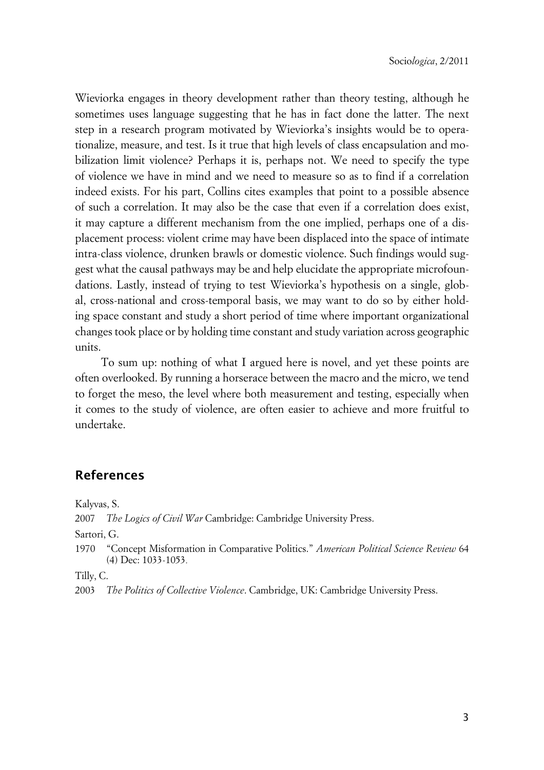Wieviorka engages in theory development rather than theory testing, although he sometimes uses language suggesting that he has in fact done the latter. The next step in a research program motivated by Wieviorka's insights would be to operationalize, measure, and test. Is it true that high levels of class encapsulation and mobilization limit violence? Perhaps it is, perhaps not. We need to specify the type of violence we have in mind and we need to measure so as to find if a correlation indeed exists. For his part, Collins cites examples that point to a possible absence of such a correlation. It may also be the case that even if a correlation does exist, it may capture a different mechanism from the one implied, perhaps one of a displacement process: violent crime may have been displaced into the space of intimate intra-class violence, drunken brawls or domestic violence. Such findings would suggest what the causal pathways may be and help elucidate the appropriate microfoundations. Lastly, instead of trying to test Wieviorka's hypothesis on a single, global, cross-national and cross-temporal basis, we may want to do so by either holding space constant and study a short period of time where important organizational changes took place or by holding time constant and study variation across geographic units.

To sum up: nothing of what I argued here is novel, and yet these points are often overlooked. By running a horserace between the macro and the micro, we tend to forget the meso, the level where both measurement and testing, especially when it comes to the study of violence, are often easier to achieve and more fruitful to undertake.

## References

Kalyvas, S.

2007 *The Logics of Civil War* Cambridge: Cambridge University Press.

Sartori, G.

1970 "Concept Misformation in Comparative Politics." *American Political Science Review* 64 (4) Dec: 1033-1053.

Tilly, C.

2003 *The Politics of Collective Violence*. Cambridge, UK: Cambridge University Press.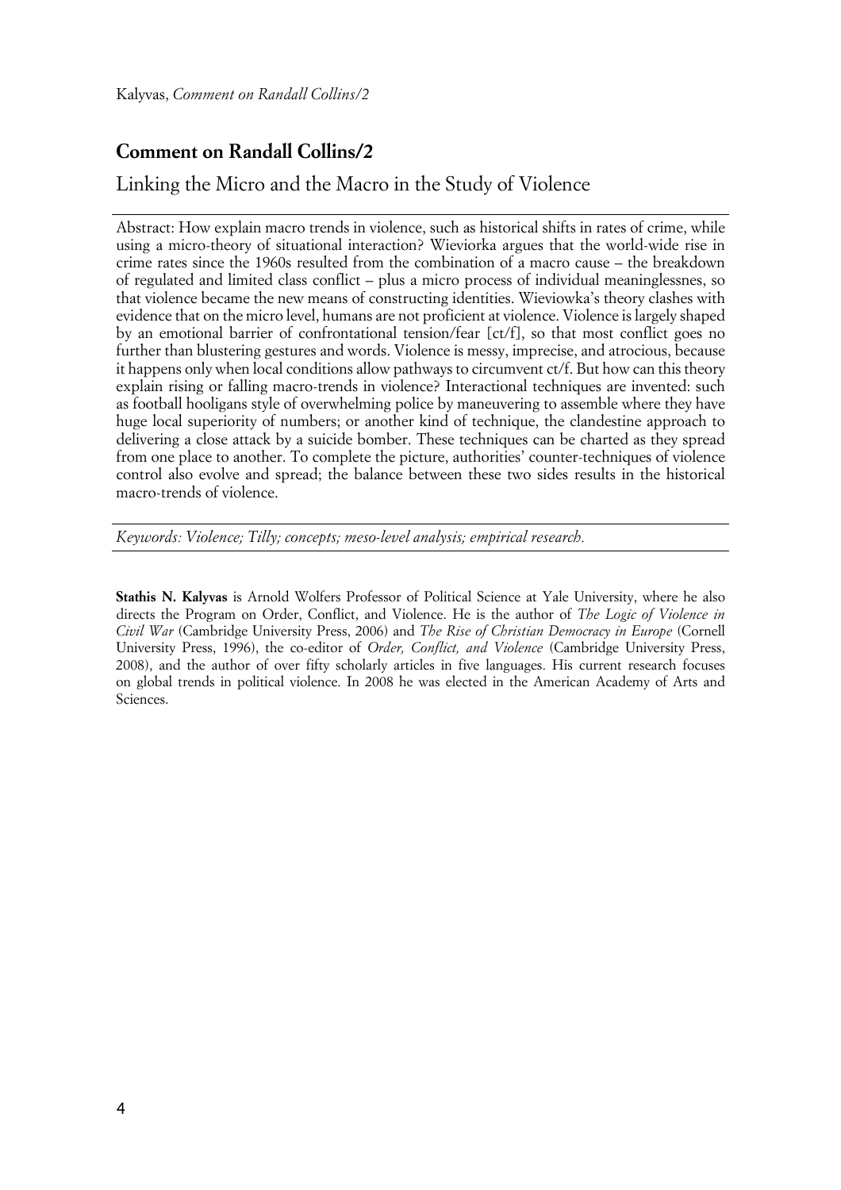## Comment on Randall Collins/2

Linking the Micro and the Macro in the Study of Violence

Abstract: How explain macro trends in violence, such as historical shifts in rates of crime, while using a micro-theory of situational interaction? Wieviorka argues that the world-wide rise in crime rates since the 1960s resulted from the combination of a macro cause – the breakdown of regulated and limited class conflict – plus a micro process of individual meaninglessnes, so that violence became the new means of constructing identities. Wieviowka's theory clashes with evidence that on the micro level, humans are not proficient at violence. Violence is largely shaped by an emotional barrier of confrontational tension/fear [ct/f], so that most conflict goes no further than blustering gestures and words. Violence is messy, imprecise, and atrocious, because it happens only when local conditions allow pathways to circumvent ct/f. But how can this theory explain rising or falling macro-trends in violence? Interactional techniques are invented: such as football hooligans style of overwhelming police by maneuvering to assemble where they have huge local superiority of numbers; or another kind of technique, the clandestine approach to delivering a close attack by a suicide bomber. These techniques can be charted as they spread from one place to another. To complete the picture, authorities' counter-techniques of violence control also evolve and spread; the balance between these two sides results in the historical macro-trends of violence.

*Keywords: Violence; Tilly; concepts; meso-level analysis; empirical research.*

**Stathis N. Kalyvas** is Arnold Wolfers Professor of Political Science at Yale University, where he also directs the Program on Order, Conflict, and Violence. He is the author of *The Logic of Violence in Civil War* (Cambridge University Press, 2006) and *The Rise of Christian Democracy in Europe* (Cornell University Press, 1996), the co-editor of *Order, Conflict, and Violence* (Cambridge University Press, 2008), and the author of over fifty scholarly articles in five languages. His current research focuses on global trends in political violence. In 2008 he was elected in the American Academy of Arts and Sciences.